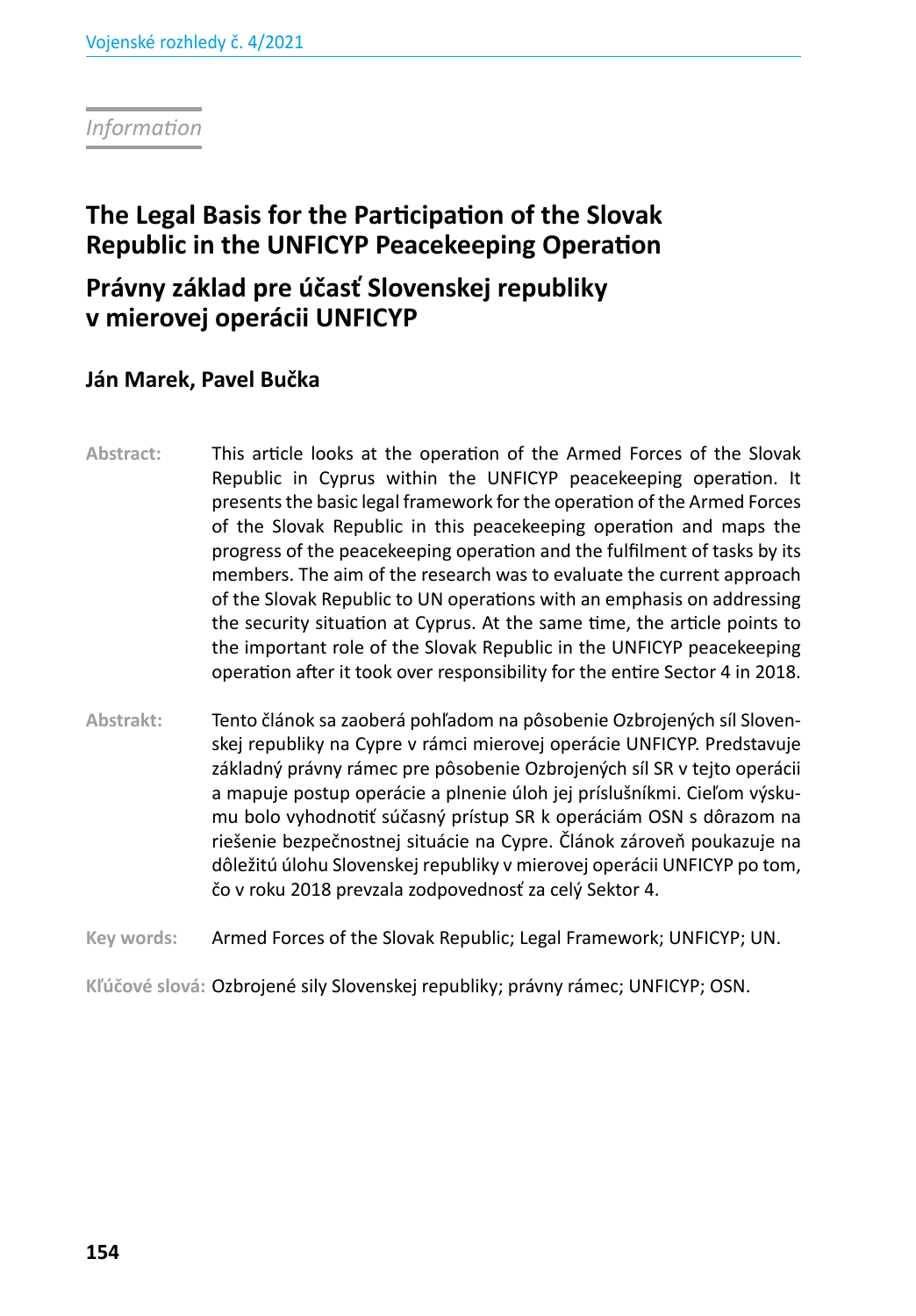*Information*

# The Legal Basis for the Participation of the Slovak Republic in the UNFICYP Peacekeeping Operation

# Právny základ pre účasť Slovenskej republiky v mierovej operácii UNFICYP

**Ján Marek, Pavel Bučka**

**Abstract:** This article looks at the operation of the Armed Forces of the Slovak Republic in Cyprus within the UNFICYP peacekeeping operation. It presents the basic legal framework for the operation of the Armed Forces of the Slovak Republic in this peacekeeping operation and maps the progress of the peacekeeping operation and the fulfilment of tasks by its members. The aim of the research was to evaluate the current approach of the Slovak Republic to UN operations with an emphasis on addressing the security situation at Cyprus. At the same time, the article points to the important role of the Slovak Republic in the UNFICYP peacekeeping operation after it took over responsibility for the entire Sector 4 in 2018.

**Abstrakt:** Tento článok sa zaoberá pohľadom na pôsobenie Ozbrojených síl Slovenskej republiky na Cypre v rámci mierovej operácie UNFICYP. Predstavuje základný právny rámec pre pôsobenie Ozbrojených síl SR v tejto operácii a mapuje postup operácie a plnenie úloh jej príslušníkmi. Cieľom výskumu bolo vyhodnotiť súčasný prístup SR k operáciám OSN s dôrazom na riešenie bezpečnostnej situácie na Cypre. Článok zároveň poukazuje na dôležitú úlohu Slovenskej republiky v mierovej operácii UNFICYP po tom, čo v roku 2018 prevzala zodpovednosť za celý Sektor 4.

**Key words:** Armed Forces of the Slovak Republic; Legal Framework; UNFICYP; UN.

**Kľúčové slová:** Ozbrojené sily Slovenskej republiky; právny rámec; UNFICYP; OSN.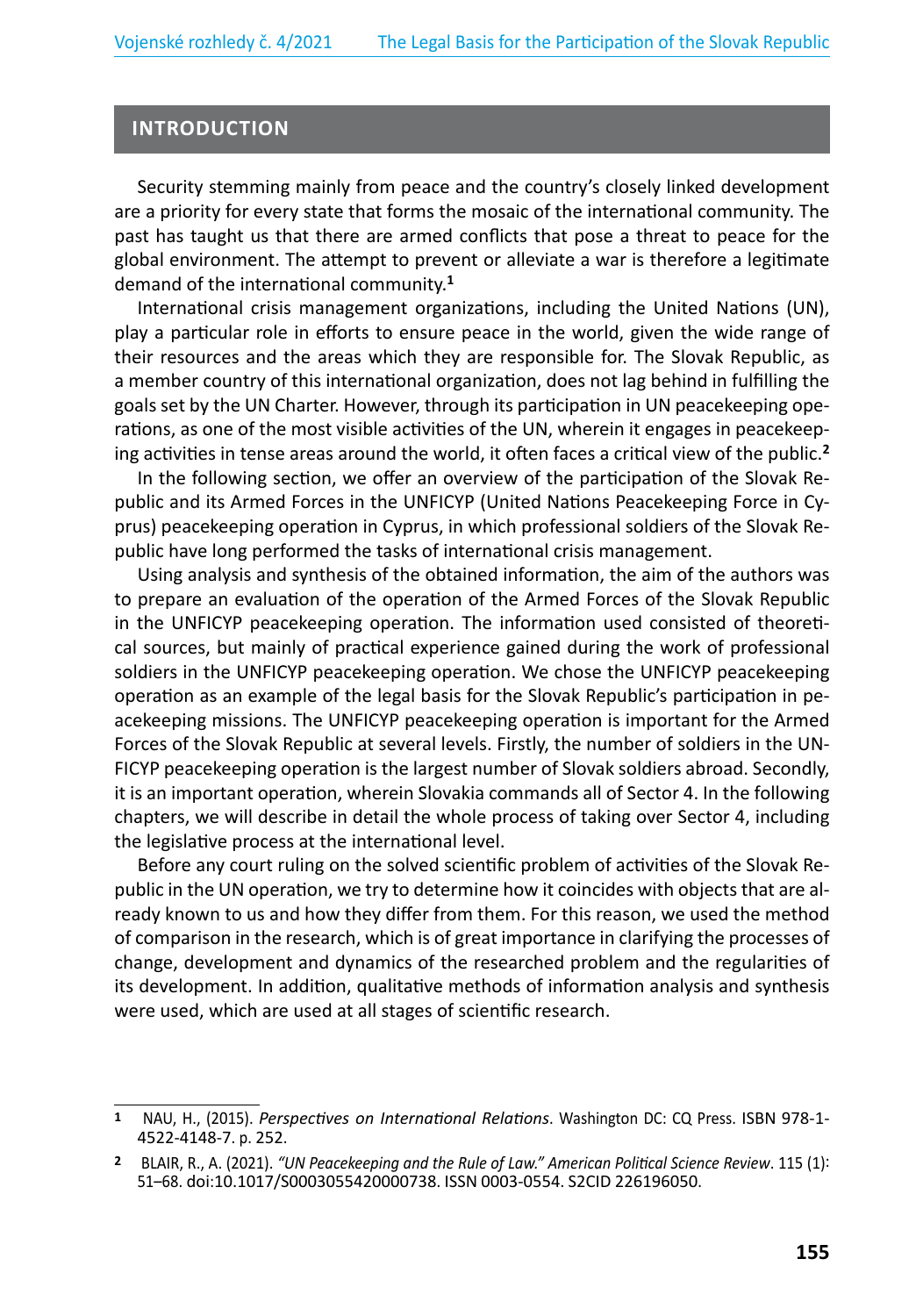## INTRODUCTION

Security stemming mainly from peace and the country's closely linked development are a priority for every state that forms the mosaic of the international community. The past has taught us that there are armed conflicts that pose a threat to peace for the global environment. The attempt to prevent or alleviate a war is therefore a legitimate demand of the international community.[1]

International crisis management organizations, including the United Nations (UN), play a particular role in efforts to ensure peace in the world, given the wide range of their resources and the areas which they are responsible for. The Slovak Republic, as a member country of this international organization, does not lag behind in fulfilling the goals set by the UN Charter. However, through its participation in UN peacekeeping operations, as one of the most visible activities of the UN, wherein it engages in peacekeeping activities in tense areas around the world, it often faces a critical view of the public.[2]

In the following section, we offer an overview of the participation of the Slovak Republic and its Armed Forces in the UNFICYP (United Nations Peacekeeping Force in Cyprus) peacekeeping operation in Cyprus, in which professional soldiers of the Slovak Republic have long performed the tasks of international crisis management.

Using analysis and synthesis of the obtained information, the aim of the authors was to prepare an evaluation of the operation of the Armed Forces of the Slovak Republic in the UNFICYP peacekeeping operation. The information used consisted of theoretical sources, but mainly of practical experience gained during the work of professional soldiers in the UNFICYP peacekeeping operation. We chose the UNFICYP peacekeeping operation as an example of the legal basis for the Slovak Republic's participation in peacekeeping missions. The UNFICYP peacekeeping operation is important for the Armed Forces of the Slovak Republic at several levels. Firstly, the number of soldiers in the UNFICYP peacekeeping operation is the largest number of Slovak soldiers abroad. Secondly, it is an important operation, wherein Slovakia commands all of Sector 4. In the following chapters, we will describe in detail the whole process of taking over Sector 4, including the legislative process at the international level.

Before any court ruling on the solved scientific problem of activities of the Slovak Republic in the UN operation, we try to determine how it coincides with objects that are already known to us and how they differ from them. For this reason, we used the method of comparison in the research, which is of great importance in clarifying the processes of change, development and dynamics of the researched problem and the regularities of its development. In addition, qualitative methods of information analysis and synthesis were used, which are used at all stages of scientific research.

---

[1] NAU, H., (2015). *Perspectives on International Relations*. Washington DC: CQ Press. ISBN 978-1-4522-4148-7. p. 252.

[2] BLAIR, R., A. (2021). *"UN Peacekeeping and the Rule of Law." American Political Science Review*. 115 (1): 51–68. doi:10.1017/S0003055420000738. ISSN 0003-0554. S2CID 226196050.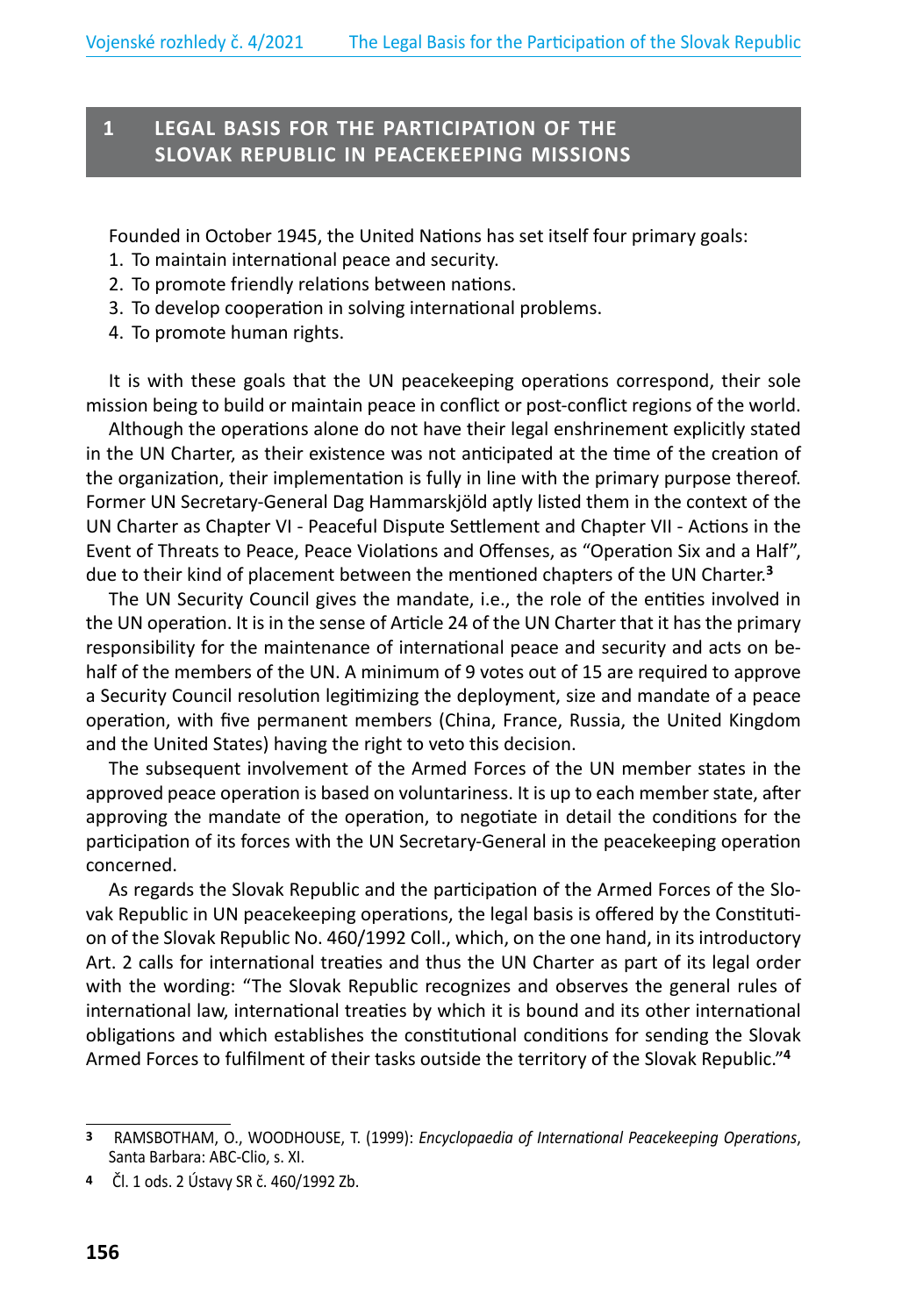## 1 LEGAL BASIS FOR THE PARTICIPATION OF THE SLOVAK REPUBLIC IN PEACEKEEPING MISSIONS

Founded in October 1945, the United Nations has set itself four primary goals:

1. To maintain international peace and security.
2. To promote friendly relations between nations.
3. To develop cooperation in solving international problems.
4. To promote human rights.

It is with these goals that the UN peacekeeping operations correspond, their sole mission being to build or maintain peace in conflict or post-conflict regions of the world.

Although the operations alone do not have their legal enshrinement explicitly stated in the UN Charter, as their existence was not anticipated at the time of the creation of the organization, their implementation is fully in line with the primary purpose thereof. Former UN Secretary-General Dag Hammarskjöld aptly listed them in the context of the UN Charter as Chapter VI - Peaceful Dispute Settlement and Chapter VII - Actions in the Event of Threats to Peace, Peace Violations and Offenses, as "Operation Six and a Half", due to their kind of placement between the mentioned chapters of the UN Charter.[3]

The UN Security Council gives the mandate, i.e., the role of the entities involved in the UN operation. It is in the sense of Article 24 of the UN Charter that it has the primary responsibility for the maintenance of international peace and security and acts on behalf of the members of the UN. A minimum of 9 votes out of 15 are required to approve a Security Council resolution legitimizing the deployment, size and mandate of a peace operation, with five permanent members (China, France, Russia, the United Kingdom and the United States) having the right to veto this decision.

The subsequent involvement of the Armed Forces of the UN member states in the approved peace operation is based on voluntariness. It is up to each member state, after approving the mandate of the operation, to negotiate in detail the conditions for the participation of its forces with the UN Secretary-General in the peacekeeping operation concerned.

As regards the Slovak Republic and the participation of the Armed Forces of the Slovak Republic in UN peacekeeping operations, the legal basis is offered by the Constitution of the Slovak Republic No. 460/1992 Coll., which, on the one hand, in its introductory Art. 2 calls for international treaties and thus the UN Charter as part of its legal order with the wording: "The Slovak Republic recognizes and observes the general rules of international law, international treaties by which it is bound and its other international obligations and which establishes the constitutional conditions for sending the Slovak Armed Forces to fulfilment of their tasks outside the territory of the Slovak Republic."[4]

---

[3] RAMSBOTHAM, O., WOODHOUSE, T. (1999): *Encyclopaedia of International Peacekeeping Operations*, Santa Barbara: ABC-Clio, s. XI.

[4] Čl. 1 ods. 2 Ústavy SR č. 460/1992 Zb.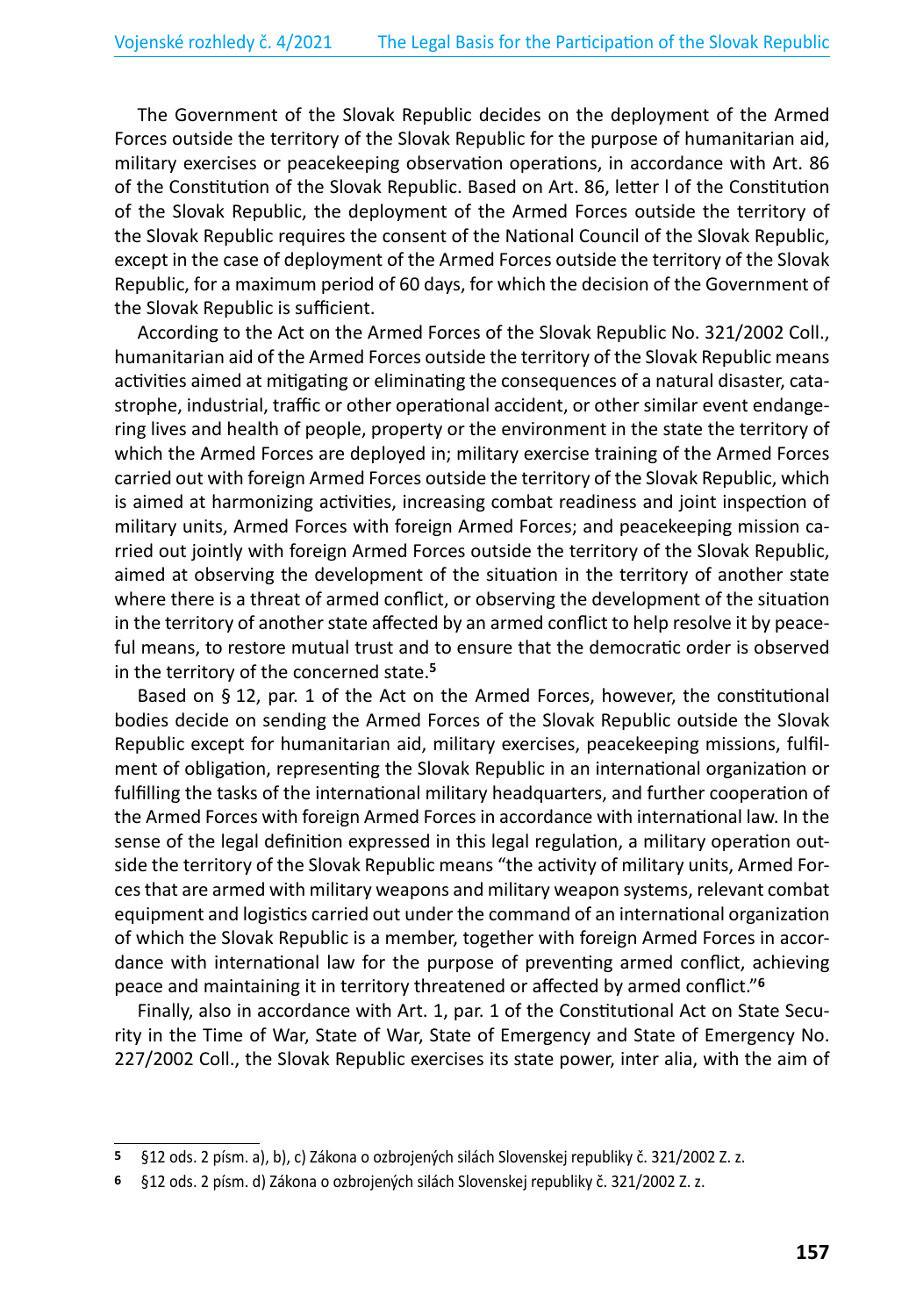The Government of the Slovak Republic decides on the deployment of the Armed Forces outside the territory of the Slovak Republic for the purpose of humanitarian aid, military exercises or peacekeeping observation operations, in accordance with Art. 86 of the Constitution of the Slovak Republic. Based on Art. 86, letter l of the Constitution of the Slovak Republic, the deployment of the Armed Forces outside the territory of the Slovak Republic requires the consent of the National Council of the Slovak Republic, except in the case of deployment of the Armed Forces outside the territory of the Slovak Republic, for a maximum period of 60 days, for which the decision of the Government of the Slovak Republic is sufficient.

According to the Act on the Armed Forces of the Slovak Republic No. 321/2002 Coll., humanitarian aid of the Armed Forces outside the territory of the Slovak Republic means activities aimed at mitigating or eliminating the consequences of a natural disaster, catastrophe, industrial, traffic or other operational accident, or other similar event endangering lives and health of people, property or the environment in the state the territory of which the Armed Forces are deployed in; military exercise training of the Armed Forces carried out with foreign Armed Forces outside the territory of the Slovak Republic, which is aimed at harmonizing activities, increasing combat readiness and joint inspection of military units, Armed Forces with foreign Armed Forces; and peacekeeping mission carried out jointly with foreign Armed Forces outside the territory of the Slovak Republic, aimed at observing the development of the situation in the territory of another state where there is a threat of armed conflict, or observing the development of the situation in the territory of another state affected by an armed conflict to help resolve it by peaceful means, to restore mutual trust and to ensure that the democratic order is observed in the territory of the concerned state.[5]

Based on § 12, par. 1 of the Act on the Armed Forces, however, the constitutional bodies decide on sending the Armed Forces of the Slovak Republic outside the Slovak Republic except for humanitarian aid, military exercises, peacekeeping missions, fulfilment of obligation, representing the Slovak Republic in an international organization or fulfilling the tasks of the international military headquarters, and further cooperation of the Armed Forces with foreign Armed Forces in accordance with international law. In the sense of the legal definition expressed in this legal regulation, a military operation outside the territory of the Slovak Republic means "the activity of military units, Armed Forces that are armed with military weapons and military weapon systems, relevant combat equipment and logistics carried out under the command of an international organization of which the Slovak Republic is a member, together with foreign Armed Forces in accordance with international law for the purpose of preventing armed conflict, achieving peace and maintaining it in territory threatened or affected by armed conflict."[6]

Finally, also in accordance with Art. 1, par. 1 of the Constitutional Act on State Security in the Time of War, State of War, State of Emergency and State of Emergency No. 227/2002 Coll., the Slovak Republic exercises its state power, inter alia, with the aim of

---

[5] §12 ods. 2 písm. a), b), c) Zákona o ozbrojených silách Slovenskej republiky č. 321/2002 Z. z.

[6] §12 ods. 2 písm. d) Zákona o ozbrojených silách Slovenskej republiky č. 321/2002 Z. z.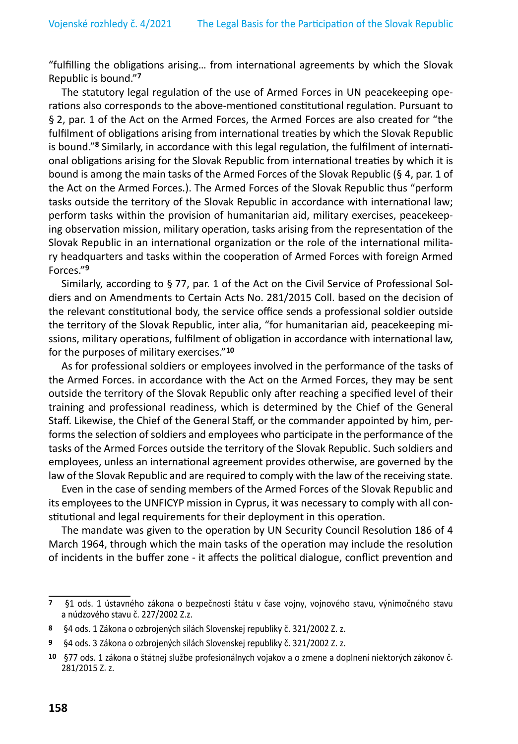"fulfilling the obligations arising… from international agreements by which the Slovak Republic is bound."[7]

The statutory legal regulation of the use of Armed Forces in UN peacekeeping operations also corresponds to the above-mentioned constitutional regulation. Pursuant to § 2, par. 1 of the Act on the Armed Forces, the Armed Forces are also created for "the fulfilment of obligations arising from international treaties by which the Slovak Republic is bound."[8] Similarly, in accordance with this legal regulation, the fulfilment of international obligations arising for the Slovak Republic from international treaties by which it is bound is among the main tasks of the Armed Forces of the Slovak Republic (§ 4, par. 1 of the Act on the Armed Forces.). The Armed Forces of the Slovak Republic thus "perform tasks outside the territory of the Slovak Republic in accordance with international law; perform tasks within the provision of humanitarian aid, military exercises, peacekeeping observation mission, military operation, tasks arising from the representation of the Slovak Republic in an international organization or the role of the international military headquarters and tasks within the cooperation of Armed Forces with foreign Armed Forces."[9]

Similarly, according to § 77, par. 1 of the Act on the Civil Service of Professional Soldiers and on Amendments to Certain Acts No. 281/2015 Coll. based on the decision of the relevant constitutional body, the service office sends a professional soldier outside the territory of the Slovak Republic, inter alia, "for humanitarian aid, peacekeeping missions, military operations, fulfilment of obligation in accordance with international law, for the purposes of military exercises."[10]

As for professional soldiers or employees involved in the performance of the tasks of the Armed Forces. in accordance with the Act on the Armed Forces, they may be sent outside the territory of the Slovak Republic only after reaching a specified level of their training and professional readiness, which is determined by the Chief of the General Staff. Likewise, the Chief of the General Staff, or the commander appointed by him, performs the selection of soldiers and employees who participate in the performance of the tasks of the Armed Forces outside the territory of the Slovak Republic. Such soldiers and employees, unless an international agreement provides otherwise, are governed by the law of the Slovak Republic and are required to comply with the law of the receiving state.

Even in the case of sending members of the Armed Forces of the Slovak Republic and its employees to the UNFICYP mission in Cyprus, it was necessary to comply with all constitutional and legal requirements for their deployment in this operation.

The mandate was given to the operation by UN Security Council Resolution 186 of 4 March 1964, through which the main tasks of the operation may include the resolution of incidents in the buffer zone - it affects the political dialogue, conflict prevention and

---

[7] §1 ods. 1 ústavného zákona o bezpečnosti štátu v čase vojny, vojnového stavu, výnimočného stavu a núdzového stavu č. 227/2002 Z.z.

[8] §4 ods. 1 Zákona o ozbrojených silách Slovenskej republiky č. 321/2002 Z. z.

[9] §4 ods. 3 Zákona o ozbrojených silách Slovenskej republiky č. 321/2002 Z. z.

[10] §77 ods. 1 zákona o štátnej službe profesionálnych vojakov a o zmene a doplnení niektorých zákonov č. 281/2015 Z. z.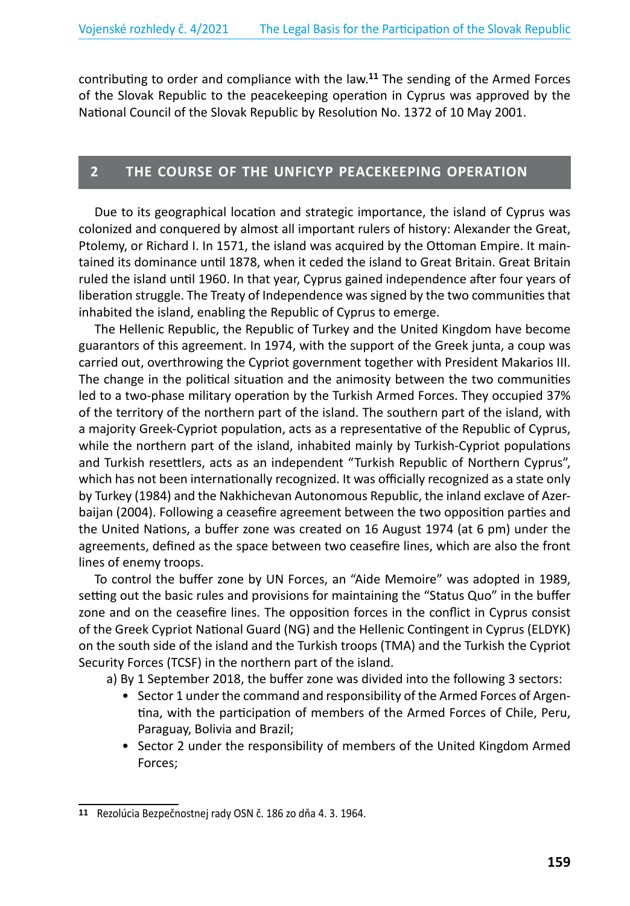contributing to order and compliance with the law.[11] The sending of the Armed Forces of the Slovak Republic to the peacekeeping operation in Cyprus was approved by the National Council of the Slovak Republic by Resolution No. 1372 of 10 May 2001.

## 2 THE COURSE OF THE UNFICYP PEACEKEEPING OPERATION

Due to its geographical location and strategic importance, the island of Cyprus was colonized and conquered by almost all important rulers of history: Alexander the Great, Ptolemy, or Richard I. In 1571, the island was acquired by the Ottoman Empire. It maintained its dominance until 1878, when it ceded the island to Great Britain. Great Britain ruled the island until 1960. In that year, Cyprus gained independence after four years of liberation struggle. The Treaty of Independence was signed by the two communities that inhabited the island, enabling the Republic of Cyprus to emerge.

The Hellenic Republic, the Republic of Turkey and the United Kingdom have become guarantors of this agreement. In 1974, with the support of the Greek junta, a coup was carried out, overthrowing the Cypriot government together with President Makarios III. The change in the political situation and the animosity between the two communities led to a two-phase military operation by the Turkish Armed Forces. They occupied 37% of the territory of the northern part of the island. The southern part of the island, with a majority Greek-Cypriot population, acts as a representative of the Republic of Cyprus, while the northern part of the island, inhabited mainly by Turkish-Cypriot populations and Turkish resettlers, acts as an independent "Turkish Republic of Northern Cyprus", which has not been internationally recognized. It was officially recognized as a state only by Turkey (1984) and the Nakhichevan Autonomous Republic, the inland exclave of Azerbaijan (2004). Following a ceasefire agreement between the two opposition parties and the United Nations, a buffer zone was created on 16 August 1974 (at 6 pm) under the agreements, defined as the space between two ceasefire lines, which are also the front lines of enemy troops.

To control the buffer zone by UN Forces, an "Aide Memoire" was adopted in 1989, setting out the basic rules and provisions for maintaining the "Status Quo" in the buffer zone and on the ceasefire lines. The opposition forces in the conflict in Cyprus consist of the Greek Cypriot National Guard (NG) and the Hellenic Contingent in Cyprus (ELDYK) on the south side of the island and the Turkish troops (TMA) and the Turkish the Cypriot Security Forces (TCSF) in the northern part of the island.

a) By 1 September 2018, the buffer zone was divided into the following 3 sectors:

- Sector 1 under the command and responsibility of the Armed Forces of Argentina, with the participation of members of the Armed Forces of Chile, Peru, Paraguay, Bolivia and Brazil;
- Sector 2 under the responsibility of members of the United Kingdom Armed Forces;

---

[11] Rezolúcia Bezpečnostnej rady OSN č. 186 zo dňa 4. 3. 1964.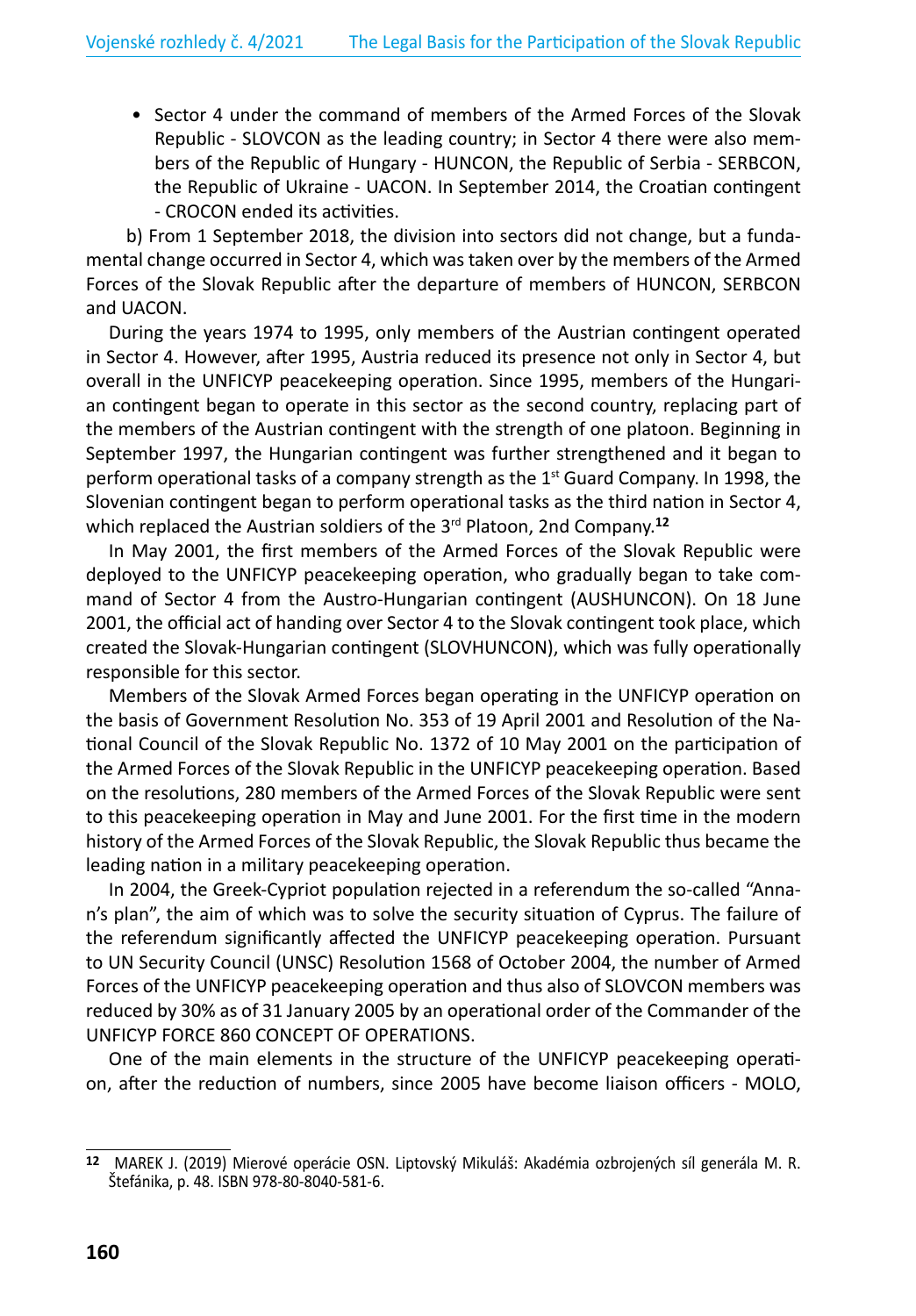- Sector 4 under the command of members of the Armed Forces of the Slovak Republic - SLOVCON as the leading country; in Sector 4 there were also members of the Republic of Hungary - HUNCON, the Republic of Serbia - SERBCON, the Republic of Ukraine - UACON. In September 2014, the Croatian contingent - CROCON ended its activities.

b) From 1 September 2018, the division into sectors did not change, but a fundamental change occurred in Sector 4, which was taken over by the members of the Armed Forces of the Slovak Republic after the departure of members of HUNCON, SERBCON and UACON.

During the years 1974 to 1995, only members of the Austrian contingent operated in Sector 4. However, after 1995, Austria reduced its presence not only in Sector 4, but overall in the UNFICYP peacekeeping operation. Since 1995, members of the Hungarian contingent began to operate in this sector as the second country, replacing part of the members of the Austrian contingent with the strength of one platoon. Beginning in September 1997, the Hungarian contingent was further strengthened and it began to perform operational tasks of a company strength as the 1st Guard Company. In 1998, the Slovenian contingent began to perform operational tasks as the third nation in Sector 4, which replaced the Austrian soldiers of the 3rd Platoon, 2nd Company.[12]

In May 2001, the first members of the Armed Forces of the Slovak Republic were deployed to the UNFICYP peacekeeping operation, who gradually began to take command of Sector 4 from the Austro-Hungarian contingent (AUSHUNCON). On 18 June 2001, the official act of handing over Sector 4 to the Slovak contingent took place, which created the Slovak-Hungarian contingent (SLOVHUNCON), which was fully operationally responsible for this sector.

Members of the Slovak Armed Forces began operating in the UNFICYP operation on the basis of Government Resolution No. 353 of 19 April 2001 and Resolution of the National Council of the Slovak Republic No. 1372 of 10 May 2001 on the participation of the Armed Forces of the Slovak Republic in the UNFICYP peacekeeping operation. Based on the resolutions, 280 members of the Armed Forces of the Slovak Republic were sent to this peacekeeping operation in May and June 2001. For the first time in the modern history of the Armed Forces of the Slovak Republic, the Slovak Republic thus became the leading nation in a military peacekeeping operation.

In 2004, the Greek-Cypriot population rejected in a referendum the so-called "Annan's plan", the aim of which was to solve the security situation of Cyprus. The failure of the referendum significantly affected the UNFICYP peacekeeping operation. Pursuant to UN Security Council (UNSC) Resolution 1568 of October 2004, the number of Armed Forces of the UNFICYP peacekeeping operation and thus also of SLOVCON members was reduced by 30% as of 31 January 2005 by an operational order of the Commander of the UNFICYP FORCE 860 CONCEPT OF OPERATIONS.

One of the main elements in the structure of the UNFICYP peacekeeping operation, after the reduction of numbers, since 2005 have become liaison officers - MOLO,

---

[12] MAREK J. (2019) Mierové operácie OSN. Liptovský Mikuláš: Akadémia ozbrojených síl generála M. R. Štefánika, p. 48. ISBN 978-80-8040-581-6.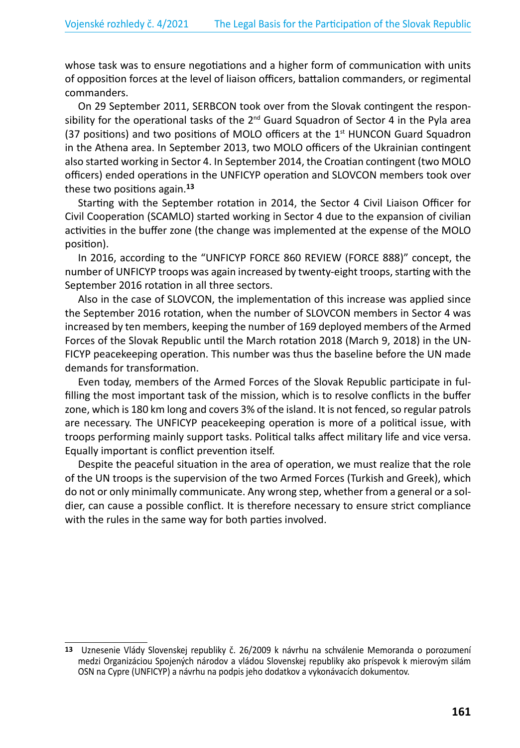whose task was to ensure negotiations and a higher form of communication with units of opposition forces at the level of liaison officers, battalion commanders, or regimental commanders.

On 29 September 2011, SERBCON took over from the Slovak contingent the responsibility for the operational tasks of the 2nd Guard Squadron of Sector 4 in the Pyla area (37 positions) and two positions of MOLO officers at the 1st HUNCON Guard Squadron in the Athena area. In September 2013, two MOLO officers of the Ukrainian contingent also started working in Sector 4. In September 2014, the Croatian contingent (two MOLO officers) ended operations in the UNFICYP operation and SLOVCON members took over these two positions again.[13]

Starting with the September rotation in 2014, the Sector 4 Civil Liaison Officer for Civil Cooperation (SCAMLO) started working in Sector 4 due to the expansion of civilian activities in the buffer zone (the change was implemented at the expense of the MOLO position).

In 2016, according to the "UNFICYP FORCE 860 REVIEW (FORCE 888)" concept, the number of UNFICYP troops was again increased by twenty-eight troops, starting with the September 2016 rotation in all three sectors.

Also in the case of SLOVCON, the implementation of this increase was applied since the September 2016 rotation, when the number of SLOVCON members in Sector 4 was increased by ten members, keeping the number of 169 deployed members of the Armed Forces of the Slovak Republic until the March rotation 2018 (March 9, 2018) in the UNFICYP peacekeeping operation. This number was thus the baseline before the UN made demands for transformation.

Even today, members of the Armed Forces of the Slovak Republic participate in fulfilling the most important task of the mission, which is to resolve conflicts in the buffer zone, which is 180 km long and covers 3% of the island. It is not fenced, so regular patrols are necessary. The UNFICYP peacekeeping operation is more of a political issue, with troops performing mainly support tasks. Political talks affect military life and vice versa. Equally important is conflict prevention itself.

Despite the peaceful situation in the area of operation, we must realize that the role of the UN troops is the supervision of the two Armed Forces (Turkish and Greek), which do not or only minimally communicate. Any wrong step, whether from a general or a soldier, can cause a possible conflict. It is therefore necessary to ensure strict compliance with the rules in the same way for both parties involved.

---

[13] Uznesenie Vlády Slovenskej republiky č. 26/2009 k návrhu na schválenie Memoranda o porozumení medzi Organizáciou Spojených národov a vládou Slovenskej republiky ako príspevok k mierovým silám OSN na Cypre (UNFICYP) a návrhu na podpis jeho dodatkov a vykonávacích dokumentov.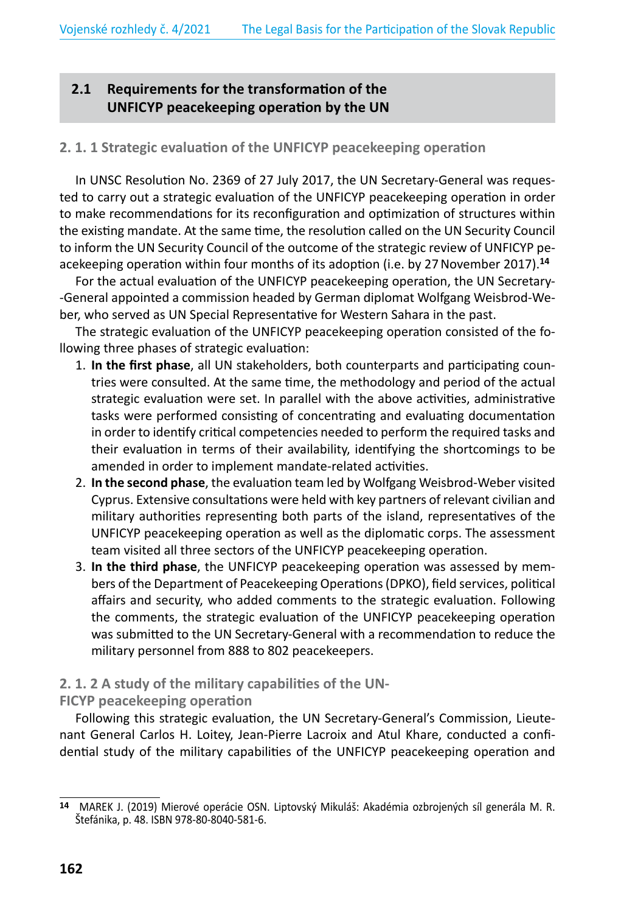## 2.1 Requirements for the transformation of the UNFICYP peacekeeping operation by the UN

### 2. 1. 1 Strategic evaluation of the UNFICYP peacekeeping operation

In UNSC Resolution No. 2369 of 27 July 2017, the UN Secretary-General was requested to carry out a strategic evaluation of the UNFICYP peacekeeping operation in order to make recommendations for its reconfiguration and optimization of structures within the existing mandate. At the same time, the resolution called on the UN Security Council to inform the UN Security Council of the outcome of the strategic review of UNFICYP peacekeeping operation within four months of its adoption (i.e. by 27 November 2017).[14]

For the actual evaluation of the UNFICYP peacekeeping operation, the UN Secretary-General appointed a commission headed by German diplomat Wolfgang Weisbrod-Weber, who served as UN Special Representative for Western Sahara in the past.

The strategic evaluation of the UNFICYP peacekeeping operation consisted of the following three phases of strategic evaluation:

1. **In the first phase**, all UN stakeholders, both counterparts and participating countries were consulted. At the same time, the methodology and period of the actual strategic evaluation were set. In parallel with the above activities, administrative tasks were performed consisting of concentrating and evaluating documentation in order to identify critical competencies needed to perform the required tasks and their evaluation in terms of their availability, identifying the shortcomings to be amended in order to implement mandate-related activities.
2. **In the second phase**, the evaluation team led by Wolfgang Weisbrod-Weber visited Cyprus. Extensive consultations were held with key partners of relevant civilian and military authorities representing both parts of the island, representatives of the UNFICYP peacekeeping operation as well as the diplomatic corps. The assessment team visited all three sectors of the UNFICYP peacekeeping operation.
3. **In the third phase**, the UNFICYP peacekeeping operation was assessed by members of the Department of Peacekeeping Operations (DPKO), field services, political affairs and security, who added comments to the strategic evaluation. Following the comments, the strategic evaluation of the UNFICYP peacekeeping operation was submitted to the UN Secretary-General with a recommendation to reduce the military personnel from 888 to 802 peacekeepers.

### 2. 1. 2 A study of the military capabilities of the UNFICYP peacekeeping operation

Following this strategic evaluation, the UN Secretary-General's Commission, Lieutenant General Carlos H. Loitey, Jean-Pierre Lacroix and Atul Khare, conducted a confidential study of the military capabilities of the UNFICYP peacekeeping operation and

---

[14] MAREK J. (2019) Mierové operácie OSN. Liptovský Mikuláš: Akadémia ozbrojených síl generála M. R. Štefánika, p. 48. ISBN 978-80-8040-581-6.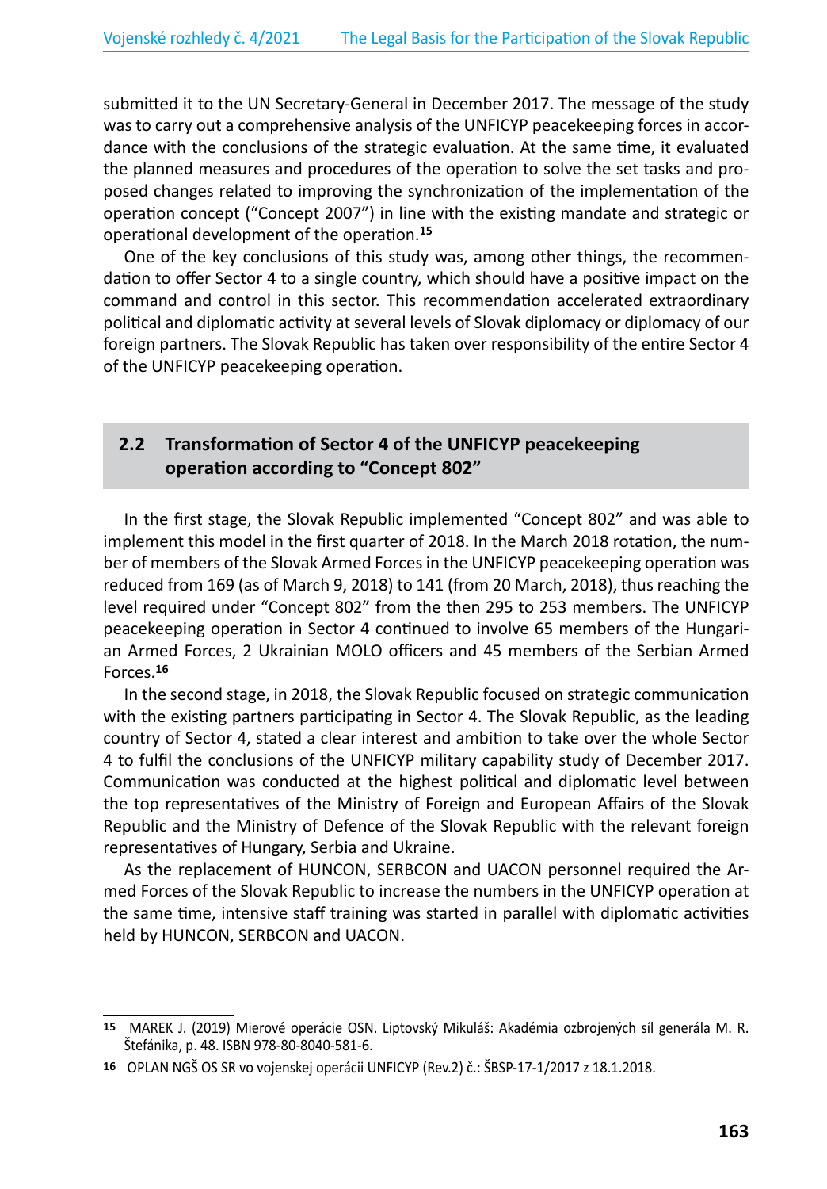submitted it to the UN Secretary-General in December 2017. The message of the study was to carry out a comprehensive analysis of the UNFICYP peacekeeping forces in accordance with the conclusions of the strategic evaluation. At the same time, it evaluated the planned measures and procedures of the operation to solve the set tasks and proposed changes related to improving the synchronization of the implementation of the operation concept ("Concept 2007") in line with the existing mandate and strategic or operational development of the operation.[15]

One of the key conclusions of this study was, among other things, the recommendation to offer Sector 4 to a single country, which should have a positive impact on the command and control in this sector. This recommendation accelerated extraordinary political and diplomatic activity at several levels of Slovak diplomacy or diplomacy of our foreign partners. The Slovak Republic has taken over responsibility of the entire Sector 4 of the UNFICYP peacekeeping operation.

## 2.2 Transformation of Sector 4 of the UNFICYP peacekeeping operation according to "Concept 802"

In the first stage, the Slovak Republic implemented "Concept 802" and was able to implement this model in the first quarter of 2018. In the March 2018 rotation, the number of members of the Slovak Armed Forces in the UNFICYP peacekeeping operation was reduced from 169 (as of March 9, 2018) to 141 (from 20 March, 2018), thus reaching the level required under "Concept 802" from the then 295 to 253 members. The UNFICYP peacekeeping operation in Sector 4 continued to involve 65 members of the Hungarian Armed Forces, 2 Ukrainian MOLO officers and 45 members of the Serbian Armed Forces.[16]

In the second stage, in 2018, the Slovak Republic focused on strategic communication with the existing partners participating in Sector 4. The Slovak Republic, as the leading country of Sector 4, stated a clear interest and ambition to take over the whole Sector 4 to fulfil the conclusions of the UNFICYP military capability study of December 2017. Communication was conducted at the highest political and diplomatic level between the top representatives of the Ministry of Foreign and European Affairs of the Slovak Republic and the Ministry of Defence of the Slovak Republic with the relevant foreign representatives of Hungary, Serbia and Ukraine.

As the replacement of HUNCON, SERBCON and UACON personnel required the Armed Forces of the Slovak Republic to increase the numbers in the UNFICYP operation at the same time, intensive staff training was started in parallel with diplomatic activities held by HUNCON, SERBCON and UACON.

---

15 MAREK J. (2019) Mierové operácie OSN. Liptovský Mikuláš: Akadémia ozbrojených síl generála M. R. Štefánika, p. 48. ISBN 978-80-8040-581-6.

16 OPLAN NGŠ OS SR vo vojenskej operácii UNFICYP (Rev.2) č.: ŠBSP-17-1/2017 z 18.1.2018.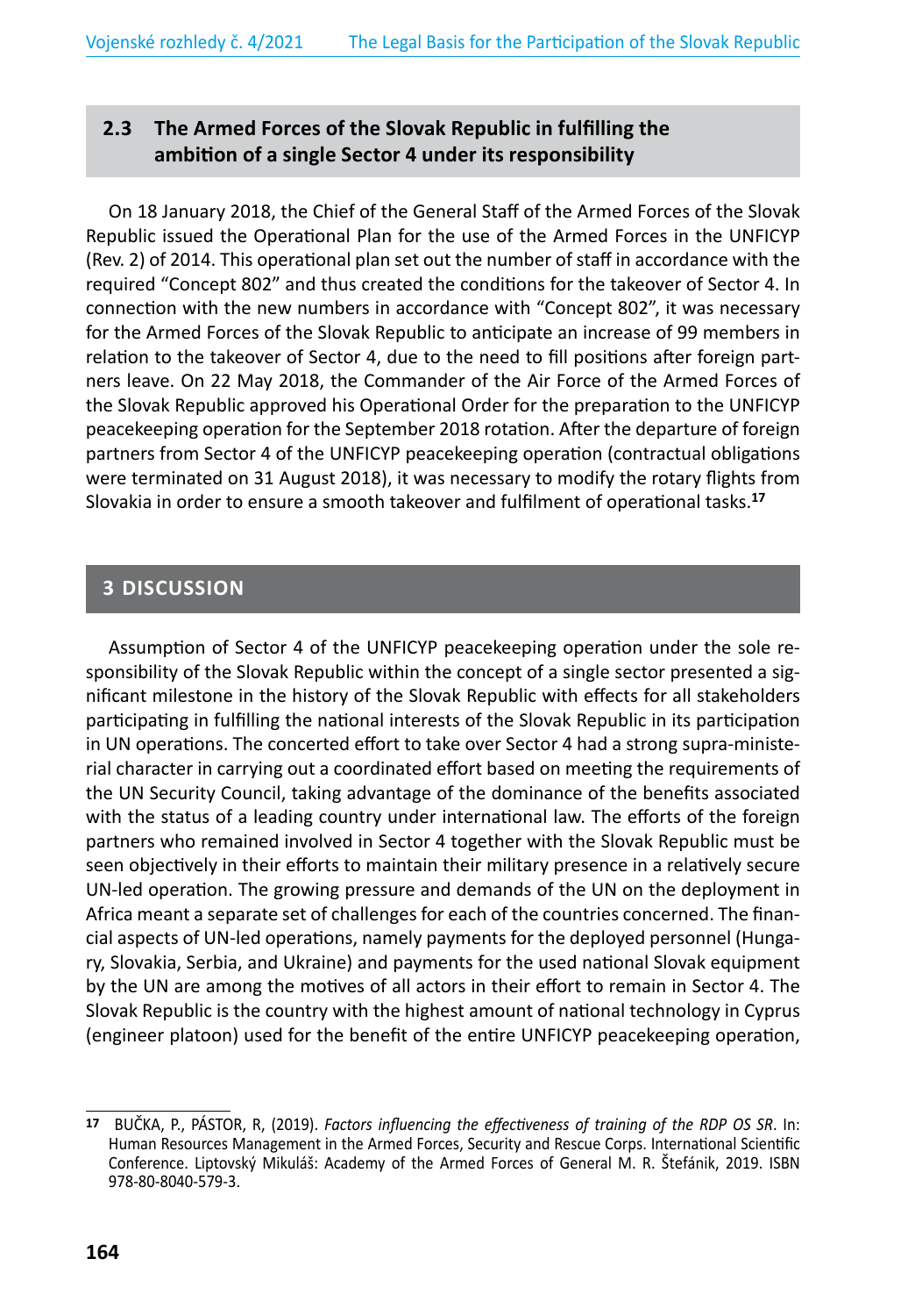### 2.3 The Armed Forces of the Slovak Republic in fulfilling the ambition of a single Sector 4 under its responsibility

On 18 January 2018, the Chief of the General Staff of the Armed Forces of the Slovak Republic issued the Operational Plan for the use of the Armed Forces in the UNFICYP (Rev. 2) of 2014. This operational plan set out the number of staff in accordance with the required "Concept 802" and thus created the conditions for the takeover of Sector 4. In connection with the new numbers in accordance with "Concept 802", it was necessary for the Armed Forces of the Slovak Republic to anticipate an increase of 99 members in relation to the takeover of Sector 4, due to the need to fill positions after foreign partners leave. On 22 May 2018, the Commander of the Air Force of the Armed Forces of the Slovak Republic approved his Operational Order for the preparation to the UNFICYP peacekeeping operation for the September 2018 rotation. After the departure of foreign partners from Sector 4 of the UNFICYP peacekeeping operation (contractual obligations were terminated on 31 August 2018), it was necessary to modify the rotary flights from Slovakia in order to ensure a smooth takeover and fulfilment of operational tasks.[17]

## 3 DISCUSSION

Assumption of Sector 4 of the UNFICYP peacekeeping operation under the sole responsibility of the Slovak Republic within the concept of a single sector presented a significant milestone in the history of the Slovak Republic with effects for all stakeholders participating in fulfilling the national interests of the Slovak Republic in its participation in UN operations. The concerted effort to take over Sector 4 had a strong supra-ministerial character in carrying out a coordinated effort based on meeting the requirements of the UN Security Council, taking advantage of the dominance of the benefits associated with the status of a leading country under international law. The efforts of the foreign partners who remained involved in Sector 4 together with the Slovak Republic must be seen objectively in their efforts to maintain their military presence in a relatively secure UN-led operation. The growing pressure and demands of the UN on the deployment in Africa meant a separate set of challenges for each of the countries concerned. The financial aspects of UN-led operations, namely payments for the deployed personnel (Hungary, Slovakia, Serbia, and Ukraine) and payments for the used national Slovak equipment by the UN are among the motives of all actors in their effort to remain in Sector 4. The Slovak Republic is the country with the highest amount of national technology in Cyprus (engineer platoon) used for the benefit of the entire UNFICYP peacekeeping operation,

---

[17] BUČKA, P., PÁSTOR, R, (2019). *Factors influencing the effectiveness of training of the RDP OS SR*. In: Human Resources Management in the Armed Forces, Security and Rescue Corps. International Scientific Conference. Liptovský Mikuláš: Academy of the Armed Forces of General M. R. Štefánik, 2019. ISBN 978-80-8040-579-3.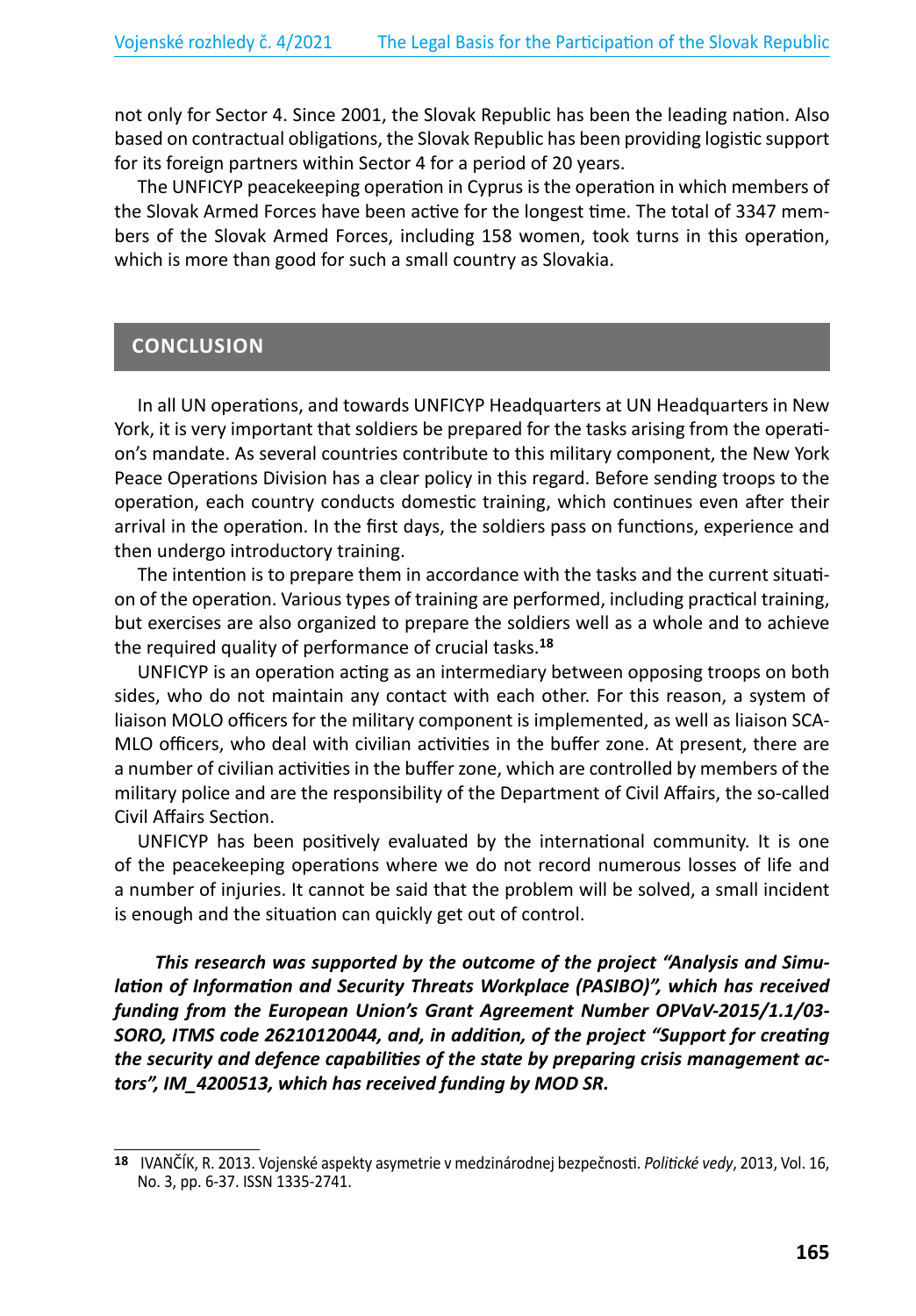not only for Sector 4. Since 2001, the Slovak Republic has been the leading nation. Also based on contractual obligations, the Slovak Republic has been providing logistic support for its foreign partners within Sector 4 for a period of 20 years.

The UNFICYP peacekeeping operation in Cyprus is the operation in which members of the Slovak Armed Forces have been active for the longest time. The total of 3347 members of the Slovak Armed Forces, including 158 women, took turns in this operation, which is more than good for such a small country as Slovakia.

## CONCLUSION

In all UN operations, and towards UNFICYP Headquarters at UN Headquarters in New York, it is very important that soldiers be prepared for the tasks arising from the operation's mandate. As several countries contribute to this military component, the New York Peace Operations Division has a clear policy in this regard. Before sending troops to the operation, each country conducts domestic training, which continues even after their arrival in the operation. In the first days, the soldiers pass on functions, experience and then undergo introductory training.

The intention is to prepare them in accordance with the tasks and the current situation of the operation. Various types of training are performed, including practical training, but exercises are also organized to prepare the soldiers well as a whole and to achieve the required quality of performance of crucial tasks.[18]

UNFICYP is an operation acting as an intermediary between opposing troops on both sides, who do not maintain any contact with each other. For this reason, a system of liaison MOLO officers for the military component is implemented, as well as liaison SCAMLO officers, who deal with civilian activities in the buffer zone. At present, there are a number of civilian activities in the buffer zone, which are controlled by members of the military police and are the responsibility of the Department of Civil Affairs, the so-called Civil Affairs Section.

UNFICYP has been positively evaluated by the international community. It is one of the peacekeeping operations where we do not record numerous losses of life and a number of injuries. It cannot be said that the problem will be solved, a small incident is enough and the situation can quickly get out of control.

***This research was supported by the outcome of the project "Analysis and Simulation of Information and Security Threats Workplace (PASIBO)", which has received funding from the European Union's Grant Agreement Number OPVaV-2015/1.1/03-SORO, ITMS code 26210120044, and, in addition, of the project "Support for creating the security and defence capabilities of the state by preparing crisis management actors", IM_4200513, which has received funding by MOD SR.***

---

[18] IVANČÍK, R. 2013. Vojenské aspekty asymetrie v medzinárodnej bezpečnosti. *Politické vedy*, 2013, Vol. 16, No. 3, pp. 6-37. ISSN 1335-2741.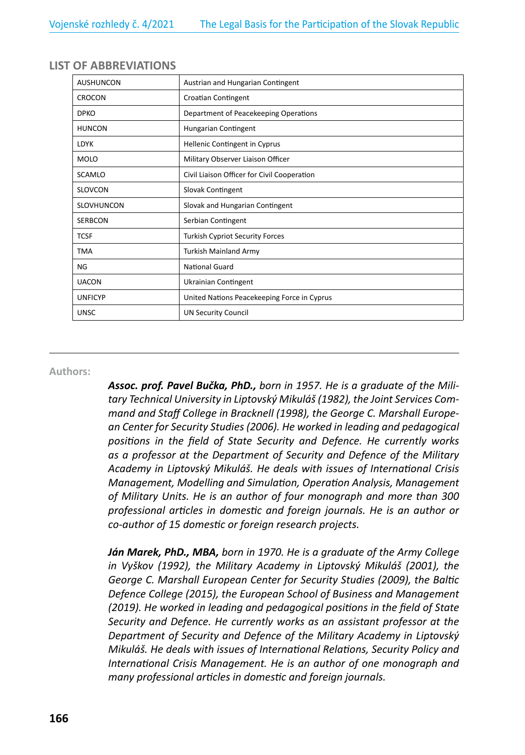## LIST OF ABBREVIATIONS

| | |
|---|---|
| AUSHUNCON | Austrian and Hungarian Contingent |
| CROCON | Croatian Contingent |
| DPKO | Department of Peacekeeping Operations |
| HUNCON | Hungarian Contingent |
| LDYK | Hellenic Contingent in Cyprus |
| MOLO | Military Observer Liaison Officer |
| SCAMLO | Civil Liaison Officer for Civil Cooperation |
| SLOVCON | Slovak Contingent |
| SLOVHUNCON | Slovak and Hungarian Contingent |
| SERBCON | Serbian Contingent |
| TCSF | Turkish Cypriot Security Forces |
| TMA | Turkish Mainland Army |
| NG | National Guard |
| UACON | Ukrainian Contingent |
| UNFICYP | United Nations Peacekeeping Force in Cyprus |
| UNSC | UN Security Council |

---

**Authors:**

***Assoc. prof. Pavel Bučka, PhD.,*** *born in 1957. He is a graduate of the Military Technical University in Liptovský Mikuláš (1982), the Joint Services Command and Staff College in Bracknell (1998), the George C. Marshall European Center for Security Studies (2006). He worked in leading and pedagogical positions in the field of State Security and Defence. He currently works as a professor at the Department of Security and Defence of the Military Academy in Liptovský Mikuláš. He deals with issues of International Crisis Management, Modelling and Simulation, Operation Analysis, Management of Military Units. He is an author of four monograph and more than 300 professional articles in domestic and foreign journals. He is an author or co-author of 15 domestic or foreign research projects.*

***Ján Marek, PhD., MBA,*** *born in 1970. He is a graduate of the Army College in Vyškov (1992), the Military Academy in Liptovský Mikuláš (2001), the George C. Marshall European Center for Security Studies (2009), the Baltic Defence College (2015), the European School of Business and Management (2019). He worked in leading and pedagogical positions in the field of State Security and Defence. He currently works as an assistant professor at the Department of Security and Defence of the Military Academy in Liptovský Mikuláš. He deals with issues of International Relations, Security Policy and International Crisis Management. He is an author of one monograph and many professional articles in domestic and foreign journals.*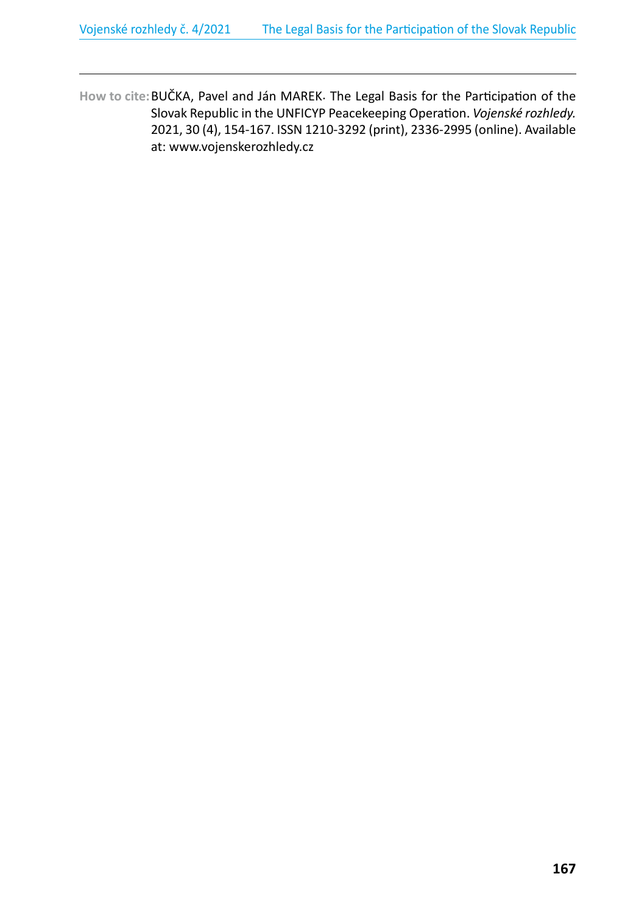**How to cite:** BUČKA, Pavel and Ján MAREK. The Legal Basis for the Participation of the Slovak Republic in the UNFICYP Peacekeeping Operation. *Vojenské rozhledy.* 2021, 30 (4), 154-167. ISSN 1210-3292 (print), 2336-2995 (online). Available at: www.vojenskerozhledy.cz